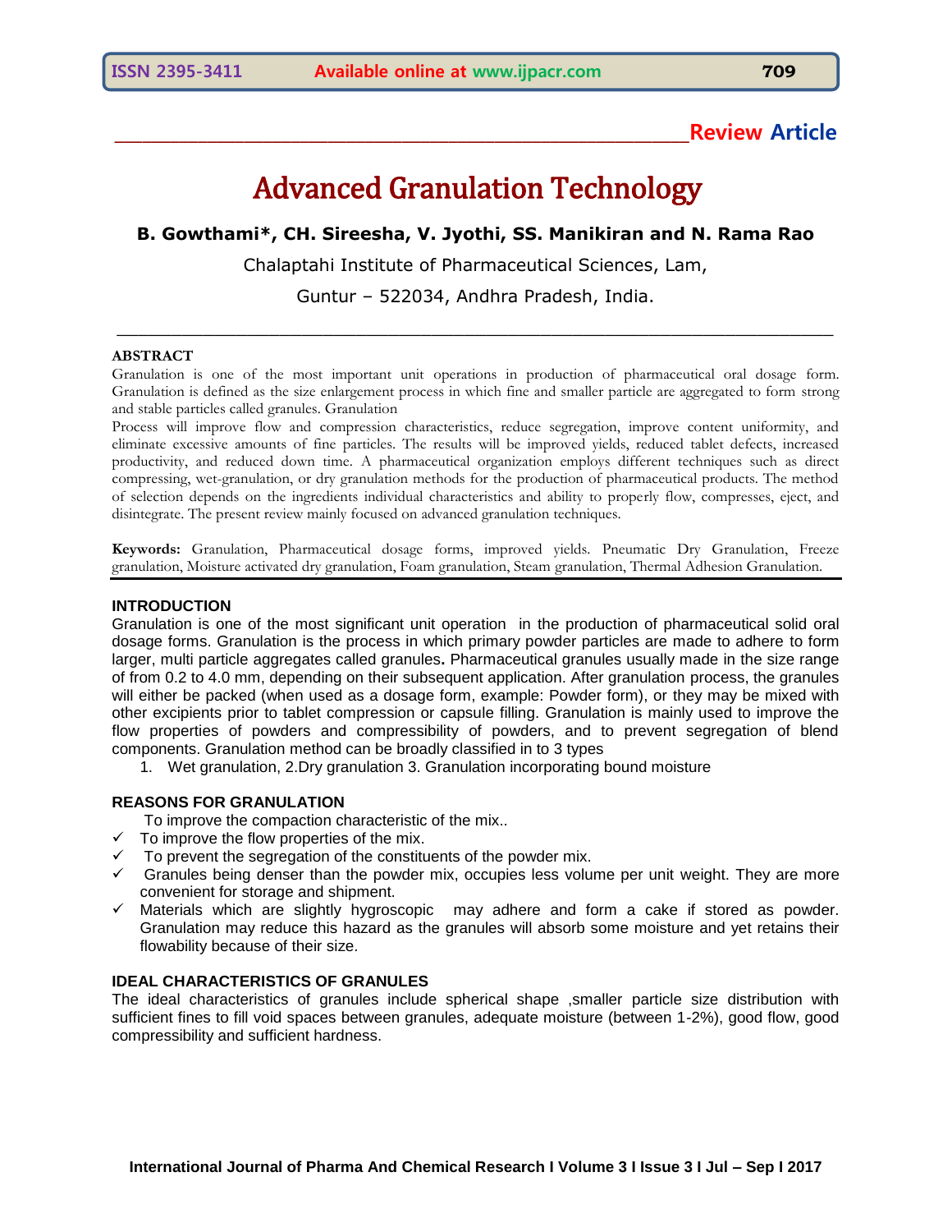**Review Article**

# Advanced Granulation Technology

**B. Gowthami*, CH. Sireesha, V. Jyothi, SS. Manikiran and N. Rama Rao**

Chalaptahi Institute of Pharmaceutical Sciences, Lam,

Guntur – 522034, Andhra Pradesh, India.

---

**ABSTRACT**

Granulation is one of the most important unit operations in production of pharmaceutical oral dosage form. Granulation is defined as the size enlargement process in which fine and smaller particle are aggregated to form strong and stable particles called granules. Granulation

Process will improve flow and compression characteristics, reduce segregation, improve content uniformity, and eliminate excessive amounts of fine particles. The results will be improved yields, reduced tablet defects, increased productivity, and reduced down time. A pharmaceutical organization employs different techniques such as direct compressing, wet-granulation, or dry granulation methods for the production of pharmaceutical products. The method of selection depends on the ingredients individual characteristics and ability to properly flow, compresses, eject, and disintegrate. The present review mainly focused on advanced granulation techniques.

**Keywords:** Granulation, Pharmaceutical dosage forms, improved yields. Pneumatic Dry Granulation, Freeze granulation, Moisture activated dry granulation, Foam granulation, Steam granulation, Thermal Adhesion Granulation.

---

## INTRODUCTION

Granulation is one of the most significant unit operation in the production of pharmaceutical solid oral dosage forms. Granulation is the process in which primary powder particles are made to adhere to form larger, multi particle aggregates called granules**.** Pharmaceutical granules usually made in the size range of from 0.2 to 4.0 mm, depending on their subsequent application. After granulation process, the granules will either be packed (when used as a dosage form, example: Powder form), or they may be mixed with other excipients prior to tablet compression or capsule filling. Granulation is mainly used to improve the flow properties of powders and compressibility of powders, and to prevent segregation of blend components. Granulation method can be broadly classified in to 3 types

1. Wet granulation, 2.Dry granulation 3. Granulation incorporating bound moisture

## REASONS FOR GRANULATION

- To improve the compaction characteristic of the mix..
- ✓ To improve the flow properties of the mix.
- ✓ To prevent the segregation of the constituents of the powder mix.
- ✓ Granules being denser than the powder mix, occupies less volume per unit weight. They are more convenient for storage and shipment.
- ✓ Materials which are slightly hygroscopic may adhere and form a cake if stored as powder. Granulation may reduce this hazard as the granules will absorb some moisture and yet retains their flowability because of their size.

## IDEAL CHARACTERISTICS OF GRANULES

The ideal characteristics of granules include spherical shape ,smaller particle size distribution with sufficient fines to fill void spaces between granules, adequate moisture (between 1-2%), good flow, good compressibility and sufficient hardness.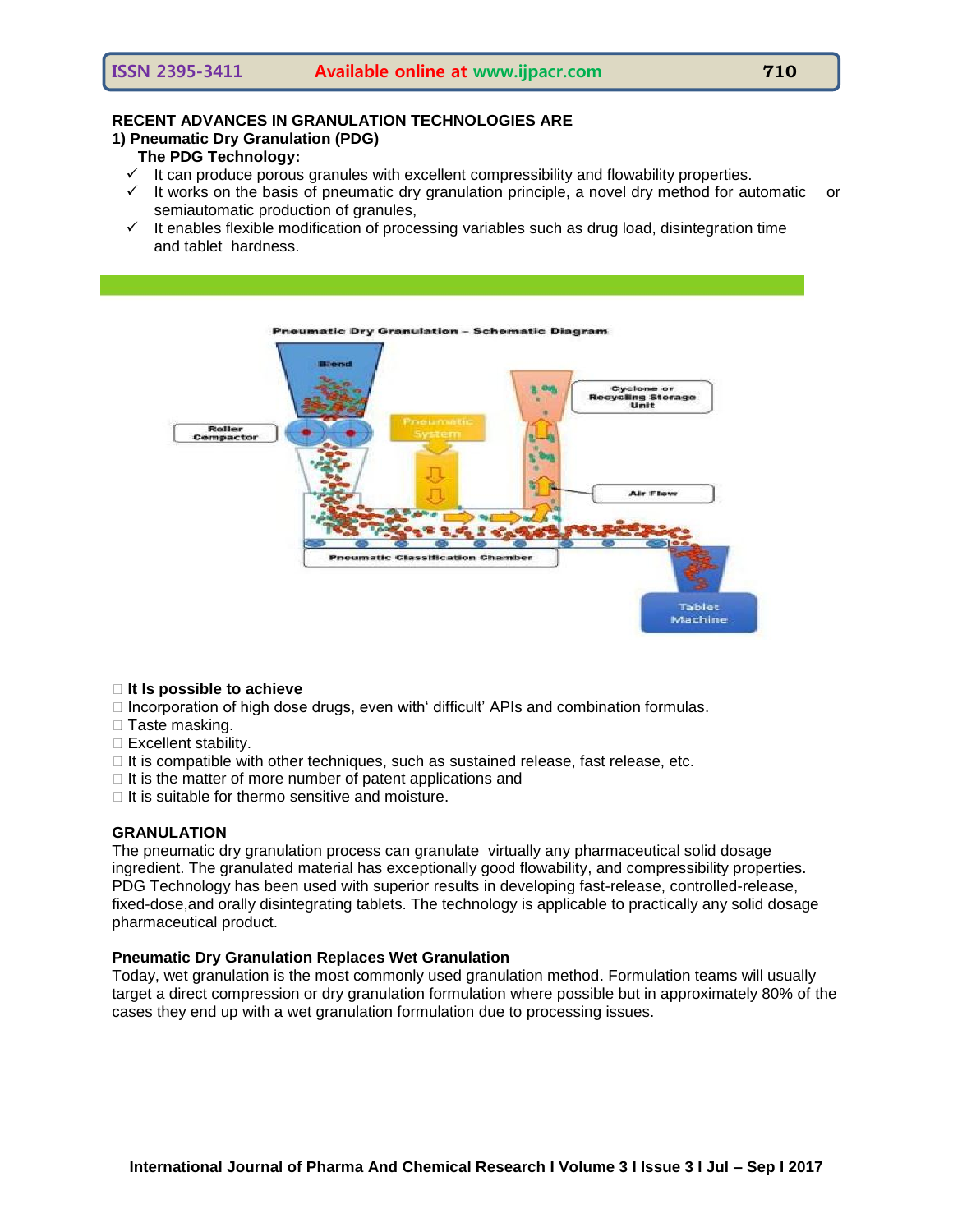**RECENT ADVANCES IN GRANULATION TECHNOLOGIES ARE**

**1) Pneumatic Dry Granulation (PDG)**

**The PDG Technology:**

- ✓ It can produce porous granules with excellent compressibility and flowability properties.
- ✓ It works on the basis of pneumatic dry granulation principle, a novel dry method for automatic or semiautomatic production of granules,
- ✓ It enables flexible modification of processing variables such as drug load, disintegration time and tablet hardness.

- **It Is possible to achieve**
- Incorporation of high dose drugs, even with' difficult' APIs and combination formulas.
- Taste masking.
- Excellent stability.
- It is compatible with other techniques, such as sustained release, fast release, etc.
- It is the matter of more number of patent applications and
- It is suitable for thermo sensitive and moisture.

**GRANULATION**

The pneumatic dry granulation process can granulate virtually any pharmaceutical solid dosage ingredient. The granulated material has exceptionally good flowability, and compressibility properties. PDG Technology has been used with superior results in developing fast-release, controlled-release, fixed-dose,and orally disintegrating tablets. The technology is applicable to practically any solid dosage pharmaceutical product.

**Pneumatic Dry Granulation Replaces Wet Granulation**

Today, wet granulation is the most commonly used granulation method. Formulation teams will usually target a direct compression or dry granulation formulation where possible but in approximately 80% of the cases they end up with a wet granulation formulation due to processing issues.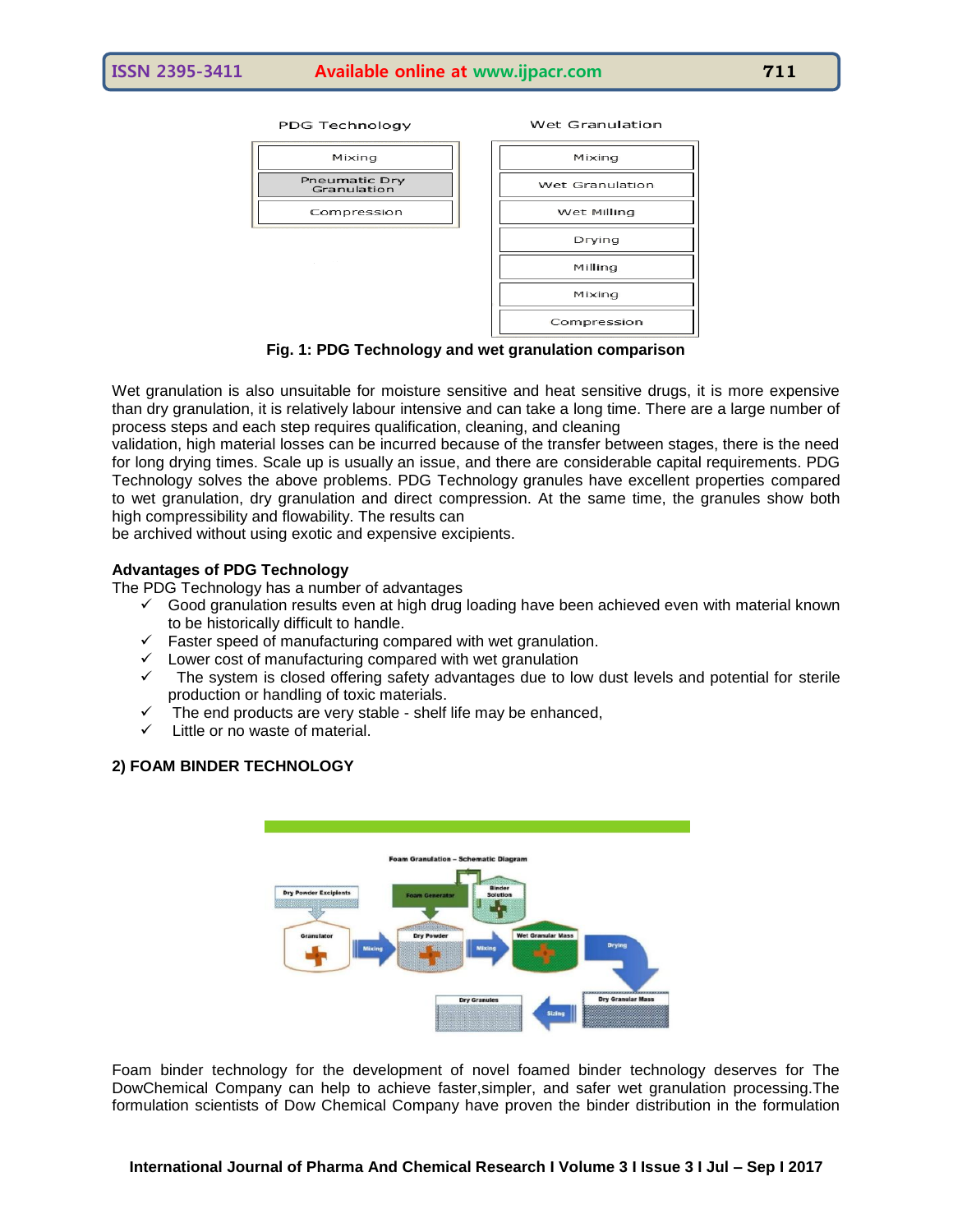| PDG Technology | Wet Granulation |
| --- | --- |
| Mixing | Mixing |
| Pneumatic Dry Granulation | Wet Granulation |
| Compression | Wet Milling |
| | Drying |
| | Milling |
| | Mixing |
| | Compression |

**Fig. 1: PDG Technology and wet granulation comparison**

Wet granulation is also unsuitable for moisture sensitive and heat sensitive drugs, it is more expensive than dry granulation, it is relatively labour intensive and can take a long time. There are a large number of process steps and each step requires qualification, cleaning, and cleaning validation, high material losses can be incurred because of the transfer between stages, there is the need for long drying times. Scale up is usually an issue, and there are considerable capital requirements. PDG Technology solves the above problems. PDG Technology granules have excellent properties compared to wet granulation, dry granulation and direct compression. At the same time, the granules show both high compressibility and flowability. The results can be archived without using exotic and expensive excipients.

**Advantages of PDG Technology**

The PDG Technology has a number of advantages

- ✓ Good granulation results even at high drug loading have been achieved even with material known to be historically difficult to handle.
- ✓ Faster speed of manufacturing compared with wet granulation.
- ✓ Lower cost of manufacturing compared with wet granulation
- ✓ The system is closed offering safety advantages due to low dust levels and potential for sterile production or handling of toxic materials.
- ✓ The end products are very stable - shelf life may be enhanced,
- ✓ Little or no waste of material.

**2) FOAM BINDER TECHNOLOGY**

Foam binder technology for the development of novel foamed binder technology deserves for The DowChemical Company can help to achieve faster,simpler, and safer wet granulation processing.The formulation scientists of Dow Chemical Company have proven the binder distribution in the formulation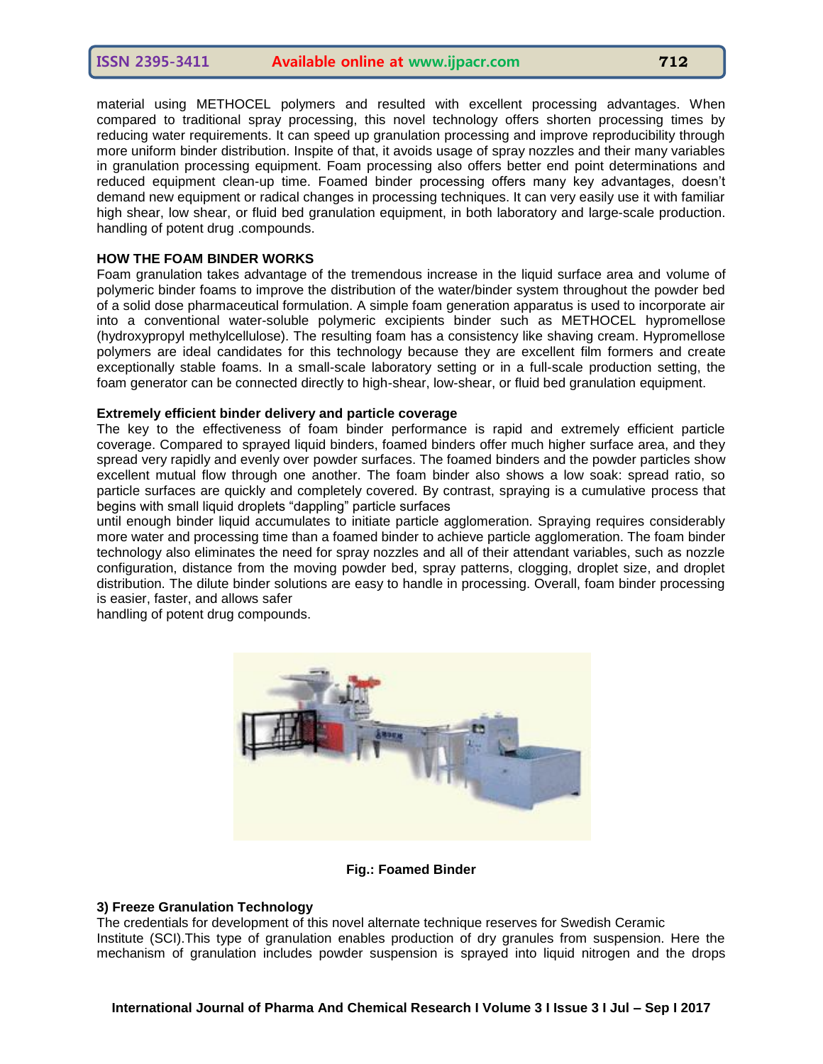material using METHOCEL polymers and resulted with excellent processing advantages. When compared to traditional spray processing, this novel technology offers shorten processing times by reducing water requirements. It can speed up granulation processing and improve reproducibility through more uniform binder distribution. Inspite of that, it avoids usage of spray nozzles and their many variables in granulation processing equipment. Foam processing also offers better end point determinations and reduced equipment clean-up time. Foamed binder processing offers many key advantages, doesn't demand new equipment or radical changes in processing techniques. It can very easily use it with familiar high shear, low shear, or fluid bed granulation equipment, in both laboratory and large-scale production. handling of potent drug .compounds.

**HOW THE FOAM BINDER WORKS**

Foam granulation takes advantage of the tremendous increase in the liquid surface area and volume of polymeric binder foams to improve the distribution of the water/binder system throughout the powder bed of a solid dose pharmaceutical formulation. A simple foam generation apparatus is used to incorporate air into a conventional water-soluble polymeric excipients binder such as METHOCEL hypromellose (hydroxypropyl methylcellulose). The resulting foam has a consistency like shaving cream. Hypromellose polymers are ideal candidates for this technology because they are excellent film formers and create exceptionally stable foams. In a small-scale laboratory setting or in a full-scale production setting, the foam generator can be connected directly to high-shear, low-shear, or fluid bed granulation equipment.

**Extremely efficient binder delivery and particle coverage**

The key to the effectiveness of foam binder performance is rapid and extremely efficient particle coverage. Compared to sprayed liquid binders, foamed binders offer much higher surface area, and they spread very rapidly and evenly over powder surfaces. The foamed binders and the powder particles show excellent mutual flow through one another. The foam binder also shows a low soak: spread ratio, so particle surfaces are quickly and completely covered. By contrast, spraying is a cumulative process that begins with small liquid droplets "dappling" particle surfaces

until enough binder liquid accumulates to initiate particle agglomeration. Spraying requires considerably more water and processing time than a foamed binder to achieve particle agglomeration. The foam binder technology also eliminates the need for spray nozzles and all of their attendant variables, such as nozzle configuration, distance from the moving powder bed, spray patterns, clogging, droplet size, and droplet distribution. The dilute binder solutions are easy to handle in processing. Overall, foam binder processing is easier, faster, and allows safer

handling of potent drug compounds.

**Fig.: Foamed Binder**

**3) Freeze Granulation Technology**

The credentials for development of this novel alternate technique reserves for Swedish Ceramic Institute (SCI).This type of granulation enables production of dry granules from suspension. Here the mechanism of granulation includes powder suspension is sprayed into liquid nitrogen and the drops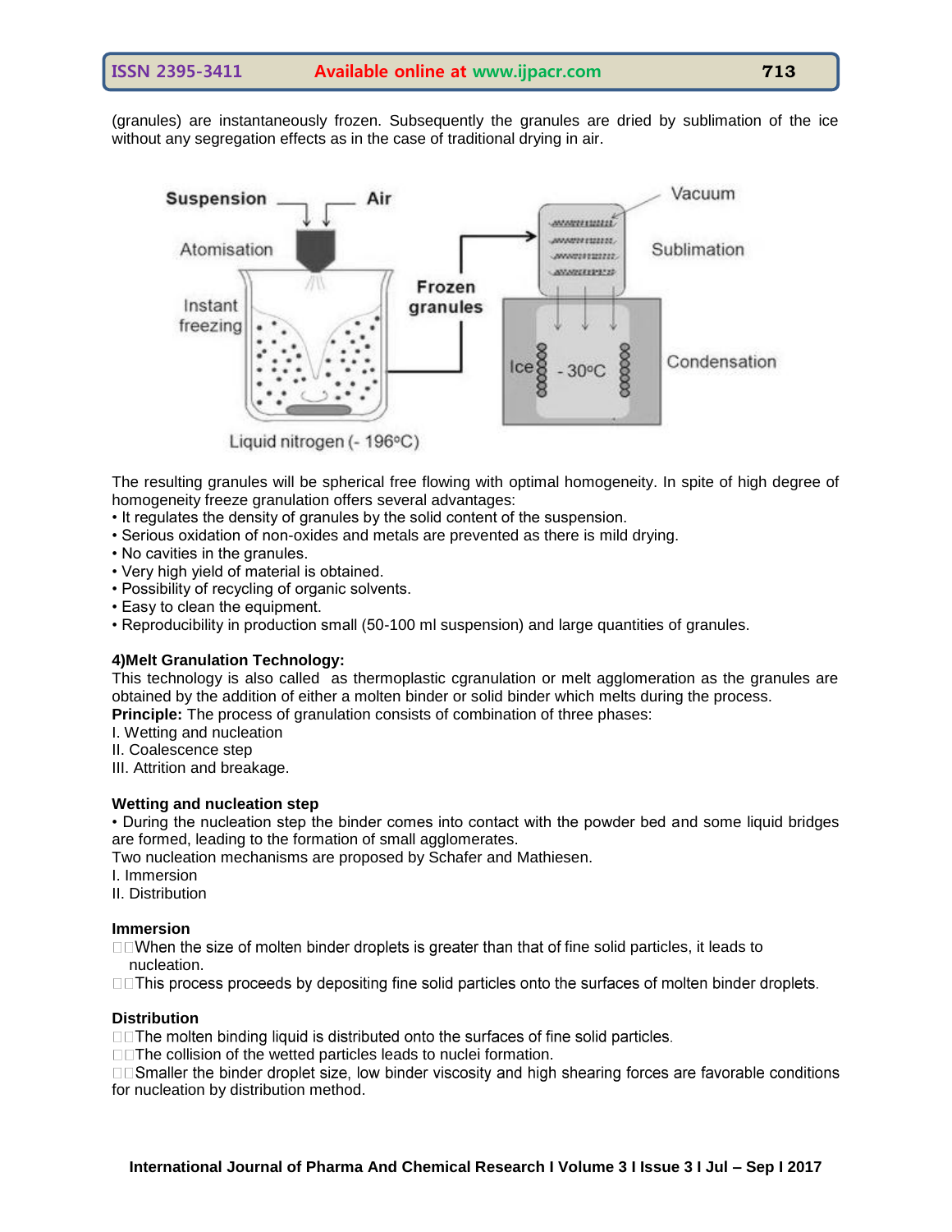(granules) are instantaneously frozen. Subsequently the granules are dried by sublimation of the ice without any segregation effects as in the case of traditional drying in air.

The resulting granules will be spherical free flowing with optimal homogeneity. In spite of high degree of homogeneity freeze granulation offers several advantages:

- It regulates the density of granules by the solid content of the suspension.
- Serious oxidation of non-oxides and metals are prevented as there is mild drying.
- No cavities in the granules.
- Very high yield of material is obtained.
- Possibility of recycling of organic solvents.
- Easy to clean the equipment.
- Reproducibility in production small (50-100 ml suspension) and large quantities of granules.

**4)Melt Granulation Technology:**

This technology is also called as thermoplastic cgranulation or melt agglomeration as the granules are obtained by the addition of either a molten binder or solid binder which melts during the process.

**Principle:** The process of granulation consists of combination of three phases:

I. Wetting and nucleation
II. Coalescence step
III. Attrition and breakage.

**Wetting and nucleation step**

- During the nucleation step the binder comes into contact with the powder bed and some liquid bridges are formed, leading to the formation of small agglomerates.

Two nucleation mechanisms are proposed by Schafer and Mathiesen.

I. Immersion
II. Distribution

**Immersion**

- When the size of molten binder droplets is greater than that of fine solid particles, it leads to nucleation.
- This process proceeds by depositing fine solid particles onto the surfaces of molten binder droplets.

**Distribution**

- The molten binding liquid is distributed onto the surfaces of fine solid particles.
- The collision of the wetted particles leads to nuclei formation.
- Smaller the binder droplet size, low binder viscosity and high shearing forces are favorable conditions for nucleation by distribution method.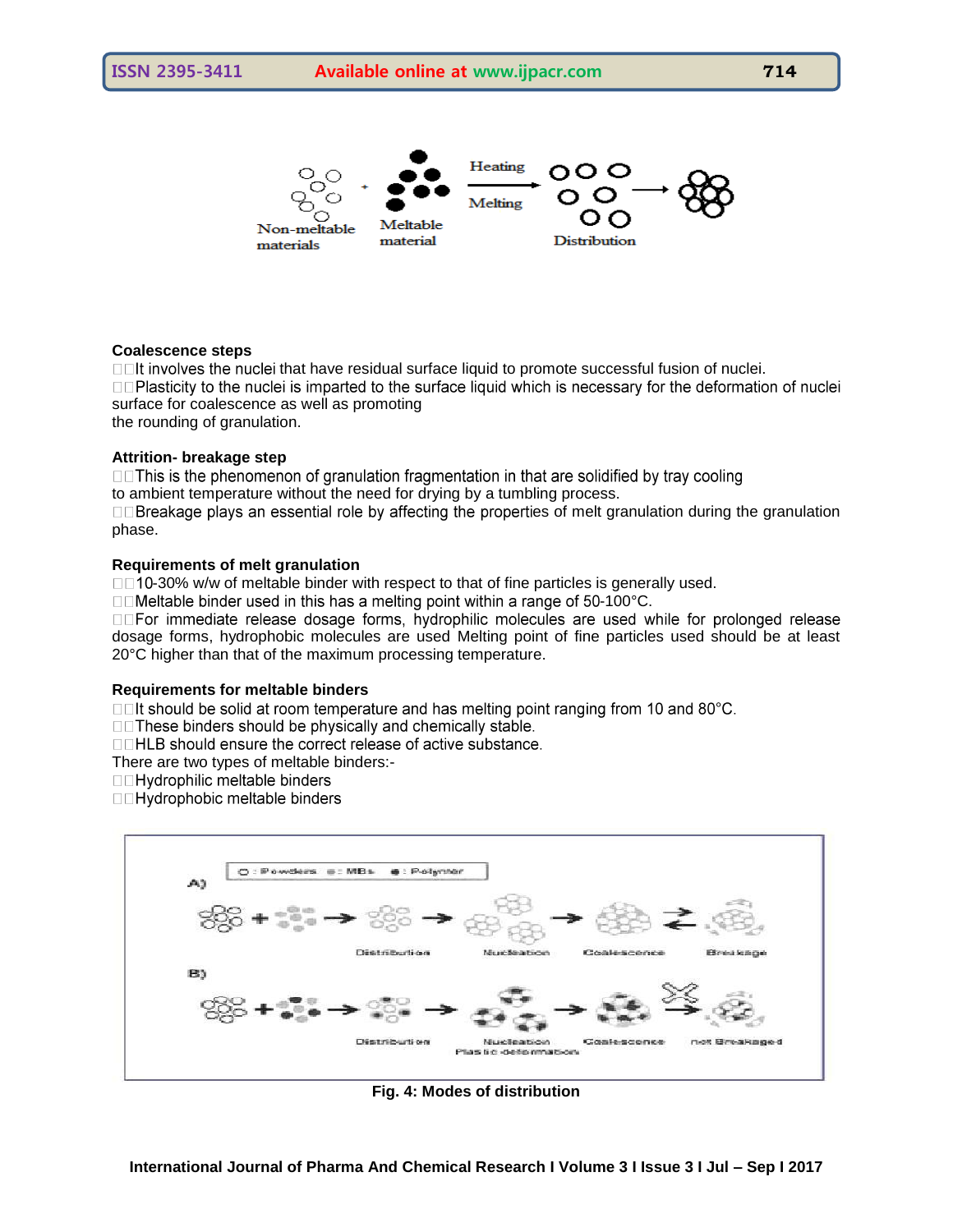## Coalescence steps

- It involves the nuclei that have residual surface liquid to promote successful fusion of nuclei.
- Plasticity to the nuclei is imparted to the surface liquid which is necessary for the deformation of nuclei surface for coalescence as well as promoting the rounding of granulation.

## Attrition- breakage step

- This is the phenomenon of granulation fragmentation in that are solidified by tray cooling to ambient temperature without the need for drying by a tumbling process.
- Breakage plays an essential role by affecting the properties of melt granulation during the granulation phase.

## Requirements of melt granulation

- 10-30% w/w of meltable binder with respect to that of fine particles is generally used.
- Meltable binder used in this has a melting point within a range of 50-100°C.
- For immediate release dosage forms, hydrophilic molecules are used while for prolonged release dosage forms, hydrophobic molecules are used Melting point of fine particles used should be at least 20°C higher than that of the maximum processing temperature.

## Requirements for meltable binders

- It should be solid at room temperature and has melting point ranging from 10 and 80°C.
- These binders should be physically and chemically stable.
- HLB should ensure the correct release of active substance.

There are two types of meltable binders:-

- Hydrophilic meltable binders
- Hydrophobic meltable binders

**Fig. 4: Modes of distribution**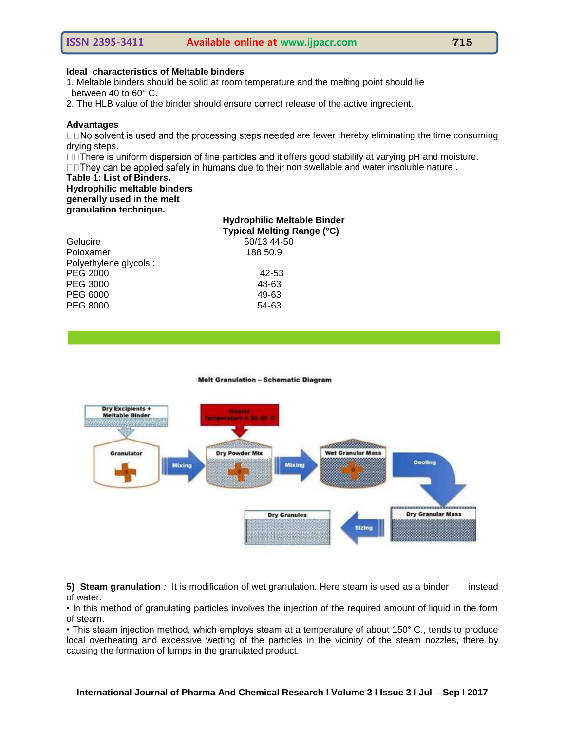**Ideal characteristics of Meltable binders**

1. Meltable binders should be solid at room temperature and the melting point should lie between 40 to 60° C.
2. The HLB value of the binder should ensure correct release of the active ingredient.

**Advantages**

- No solvent is used and the processing steps needed are fewer thereby eliminating the time consuming drying steps.
- There is uniform dispersion of fine particles and it offers good stability at varying pH and moisture.
- They can be applied safely in humans due to their non swellable and water insoluble nature .

**Table 1: List of Binders.**
**Hydrophilic meltable binders generally used in the melt granulation technique.**

| Hydrophilic Meltable Binder | Typical Melting Range (°C) |
|---|---|
| Gelucire | 50/13 44-50 |
| Poloxamer | 188 50.9 |
| Polyethylene glycols : | |
| PEG 2000 | 42-53 |
| PEG 3000 | 48-63 |
| PEG 6000 | 49-63 |
| PEG 8000 | 54-63 |

Melt Granulation – Schematic Diagram

Dry Excipients + Meltable Binder → Granulator → Mixing → Heater Temperature @ 50-60 C → Dry Powder Mix → Mixing → Wet Granular Mass → Cooling → Dry Granular Mass → Sizing → Dry Granules

**5) Steam granulation** *:* It is modification of wet granulation. Here steam is used as a binder instead of water.

• In this method of granulating particles involves the injection of the required amount of liquid in the form of steam.

• This steam injection method, which employs steam at a temperature of about 150° C., tends to produce local overheating and excessive wetting of the particles in the vicinity of the steam nozzles, there by causing the formation of lumps in the granulated product.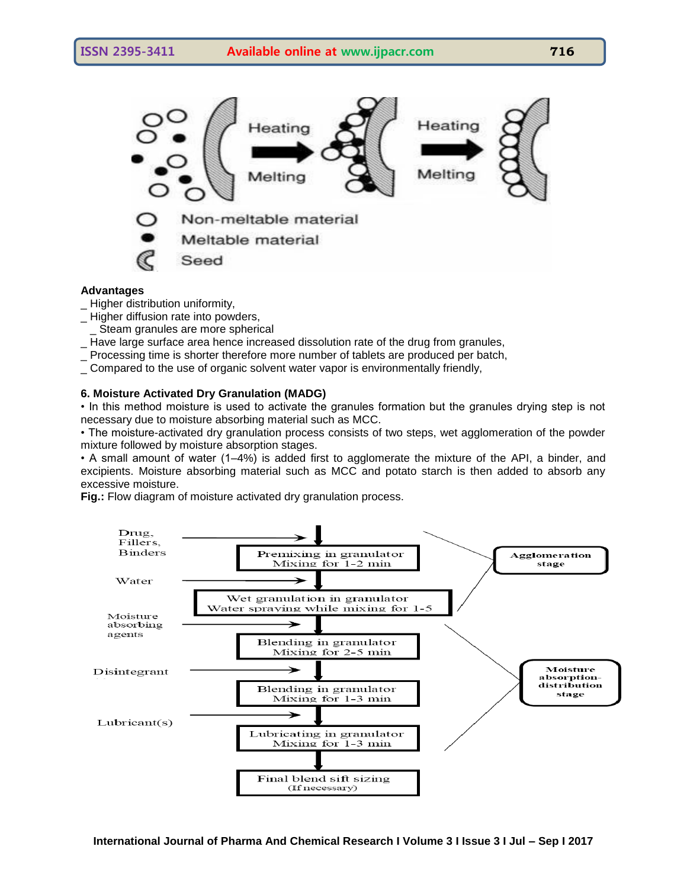**Advantages**

_ Higher distribution uniformity,
_ Higher diffusion rate into powders,
  _ Steam granules are more spherical
_ Have large surface area hence increased dissolution rate of the drug from granules,
_ Processing time is shorter therefore more number of tablets are produced per batch,
_ Compared to the use of organic solvent water vapor is environmentally friendly,

**6. Moisture Activated Dry Granulation (MADG)**

• In this method moisture is used to activate the granules formation but the granules drying step is not necessary due to moisture absorbing material such as MCC.

• The moisture-activated dry granulation process consists of two steps, wet agglomeration of the powder mixture followed by moisture absorption stages.

• A small amount of water (1–4%) is added first to agglomerate the mixture of the API, a binder, and excipients. Moisture absorbing material such as MCC and potato starch is then added to absorb any excessive moisture.

**Fig.:** Flow diagram of moisture activated dry granulation process.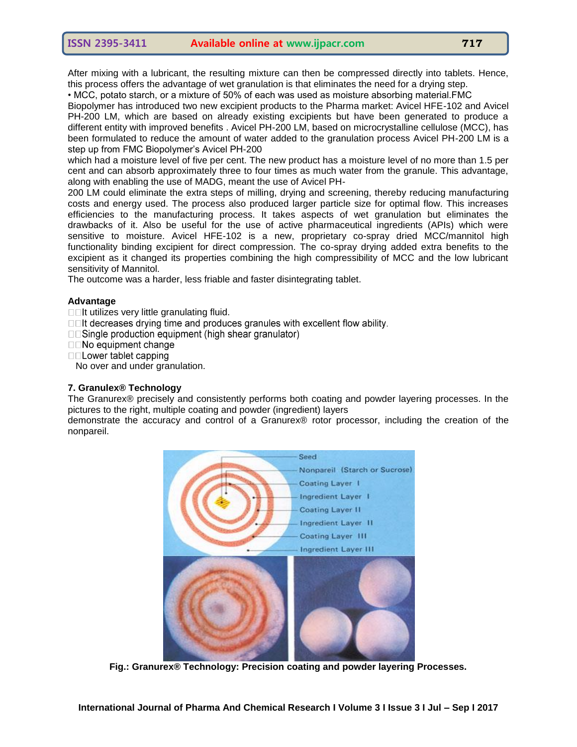After mixing with a lubricant, the resulting mixture can then be compressed directly into tablets. Hence, this process offers the advantage of wet granulation is that eliminates the need for a drying step.

• MCC, potato starch, or a mixture of 50% of each was used as moisture absorbing material.FMC Biopolymer has introduced two new excipient products to the Pharma market: Avicel HFE-102 and Avicel PH-200 LM, which are based on already existing excipients but have been generated to produce a different entity with improved benefits . Avicel PH-200 LM, based on microcrystalline cellulose (MCC), has been formulated to reduce the amount of water added to the granulation process Avicel PH-200 LM is a step up from FMC Biopolymer's Avicel PH-200 which had a moisture level of five per cent. The new product has a moisture level of no more than 1.5 per cent and can absorb approximately three to four times as much water from the granule. This advantage, along with enabling the use of MADG, meant the use of Avicel PH-200 LM could eliminate the extra steps of milling, drying and screening, thereby reducing manufacturing costs and energy used. The process also produced larger particle size for optimal flow. This increases efficiencies to the manufacturing process. It takes aspects of wet granulation but eliminates the drawbacks of it. Also be useful for the use of active pharmaceutical ingredients (APIs) which were sensitive to moisture. Avicel HFE-102 is a new, proprietary co-spray dried MCC/mannitol high functionality binding excipient for direct compression. The co-spray drying added extra benefits to the excipient as it changed its properties combining the high compressibility of MCC and the low lubricant sensitivity of Mannitol.

The outcome was a harder, less friable and faster disintegrating tablet.

**Advantage**

- It utilizes very little granulating fluid.
- It decreases drying time and produces granules with excellent flow ability.
- Single production equipment (high shear granulator)
- No equipment change
- Lower tablet capping
- No over and under granulation.

**7. Granulex® Technology**

The Granurex® precisely and consistently performs both coating and powder layering processes. In the pictures to the right, multiple coating and powder (ingredient) layers demonstrate the accuracy and control of a Granurex® rotor processor, including the creation of the nonpareil.

**Fig.: Granurex® Technology: Precision coating and powder layering Processes.**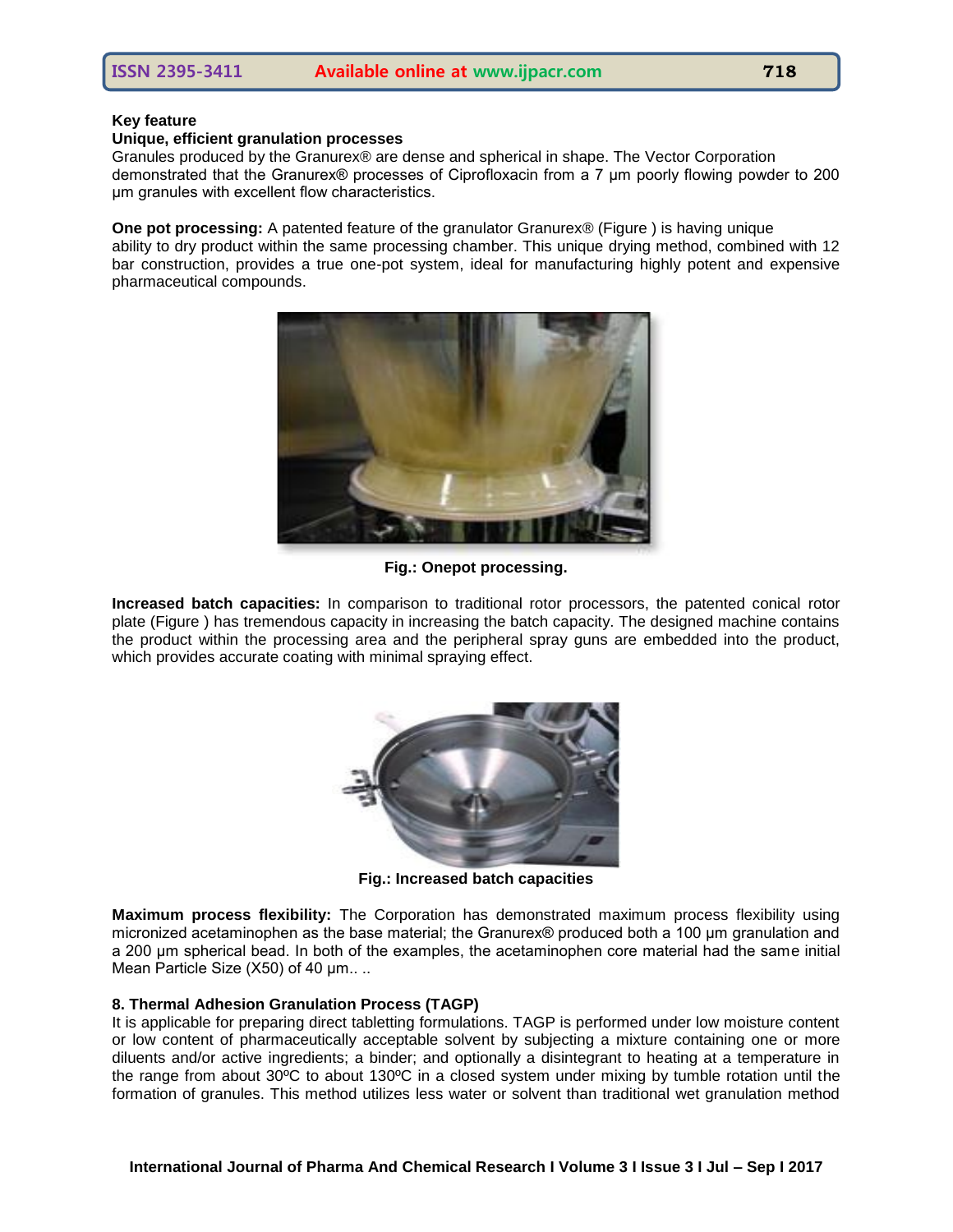**Key feature**

**Unique, efficient granulation processes**

Granules produced by the Granurex® are dense and spherical in shape. The Vector Corporation demonstrated that the Granurex® processes of Ciprofloxacin from a 7 µm poorly flowing powder to 200 µm granules with excellent flow characteristics.

**One pot processing:** A patented feature of the granulator Granurex® (Figure ) is having unique ability to dry product within the same processing chamber. This unique drying method, combined with 12 bar construction, provides a true one-pot system, ideal for manufacturing highly potent and expensive pharmaceutical compounds.

**Fig.: Onepot processing.**

**Increased batch capacities:** In comparison to traditional rotor processors, the patented conical rotor plate (Figure ) has tremendous capacity in increasing the batch capacity. The designed machine contains the product within the processing area and the peripheral spray guns are embedded into the product, which provides accurate coating with minimal spraying effect.

**Fig.: Increased batch capacities**

**Maximum process flexibility:** The Corporation has demonstrated maximum process flexibility using micronized acetaminophen as the base material; the Granurex® produced both a 100 µm granulation and a 200 µm spherical bead. In both of the examples, the acetaminophen core material had the same initial Mean Particle Size (X50) of 40 µm.. ..

**8. Thermal Adhesion Granulation Process (TAGP)**

It is applicable for preparing direct tabletting formulations. TAGP is performed under low moisture content or low content of pharmaceutically acceptable solvent by subjecting a mixture containing one or more diluents and/or active ingredients; a binder; and optionally a disintegrant to heating at a temperature in the range from about 30ºC to about 130ºC in a closed system under mixing by tumble rotation until the formation of granules. This method utilizes less water or solvent than traditional wet granulation method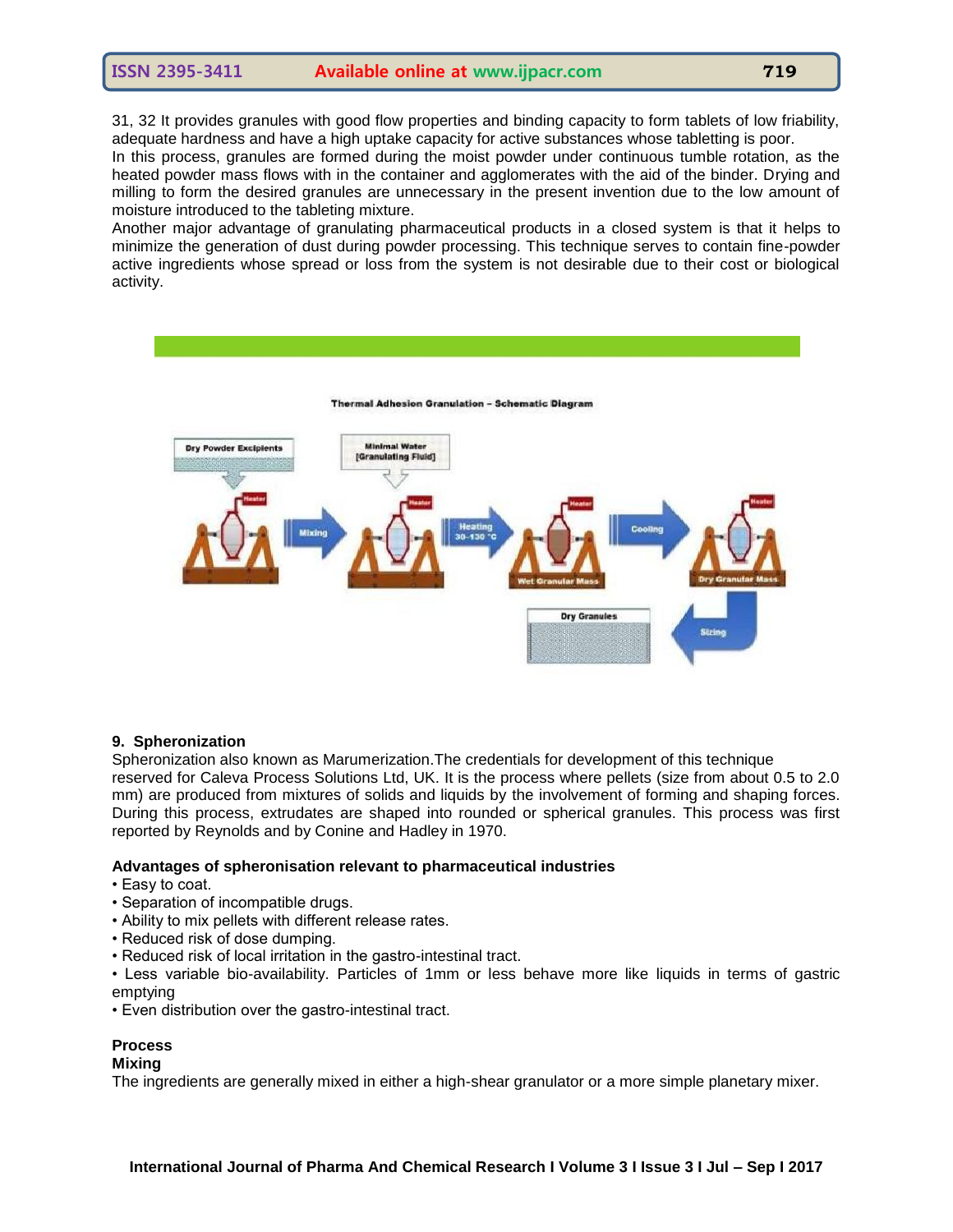31, 32 It provides granules with good flow properties and binding capacity to form tablets of low friability, adequate hardness and have a high uptake capacity for active substances whose tabletting is poor.

In this process, granules are formed during the moist powder under continuous tumble rotation, as the heated powder mass flows with in the container and agglomerates with the aid of the binder. Drying and milling to form the desired granules are unnecessary in the present invention due to the low amount of moisture introduced to the tableting mixture.

Another major advantage of granulating pharmaceutical products in a closed system is that it helps to minimize the generation of dust during powder processing. This technique serves to contain fine-powder active ingredients whose spread or loss from the system is not desirable due to their cost or biological activity.

**9. Spheronization**

Spheronization also known as Marumerization.The credentials for development of this technique reserved for Caleva Process Solutions Ltd, UK. It is the process where pellets (size from about 0.5 to 2.0 mm) are produced from mixtures of solids and liquids by the involvement of forming and shaping forces. During this process, extrudates are shaped into rounded or spherical granules. This process was first reported by Reynolds and by Conine and Hadley in 1970.

**Advantages of spheronisation relevant to pharmaceutical industries**

- Easy to coat.
- Separation of incompatible drugs.
- Ability to mix pellets with different release rates.
- Reduced risk of dose dumping.
- Reduced risk of local irritation in the gastro-intestinal tract.
- Less variable bio-availability. Particles of 1mm or less behave more like liquids in terms of gastric emptying
- Even distribution over the gastro-intestinal tract.

**Process**

**Mixing**

The ingredients are generally mixed in either a high-shear granulator or a more simple planetary mixer.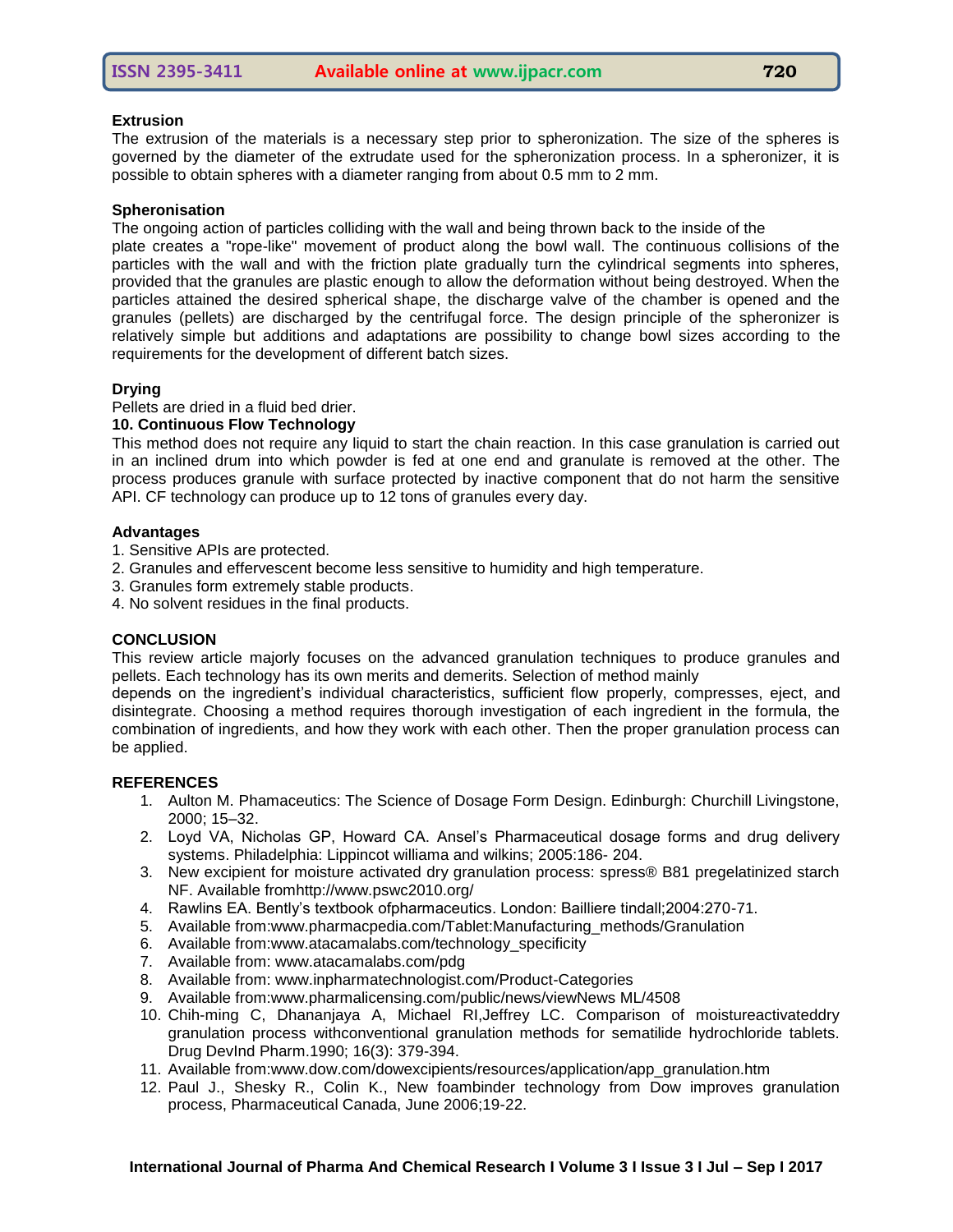### Extrusion

The extrusion of the materials is a necessary step prior to spheronization. The size of the spheres is governed by the diameter of the extrudate used for the spheronization process. In a spheronizer, it is possible to obtain spheres with a diameter ranging from about 0.5 mm to 2 mm.

### Spheronisation

The ongoing action of particles colliding with the wall and being thrown back to the inside of the plate creates a "rope-like" movement of product along the bowl wall. The continuous collisions of the particles with the wall and with the friction plate gradually turn the cylindrical segments into spheres, provided that the granules are plastic enough to allow the deformation without being destroyed. When the particles attained the desired spherical shape, the discharge valve of the chamber is opened and the granules (pellets) are discharged by the centrifugal force. The design principle of the spheronizer is relatively simple but additions and adaptations are possibility to change bowl sizes according to the requirements for the development of different batch sizes.

### Drying

Pellets are dried in a fluid bed drier.

### 10. Continuous Flow Technology

This method does not require any liquid to start the chain reaction. In this case granulation is carried out in an inclined drum into which powder is fed at one end and granulate is removed at the other. The process produces granule with surface protected by inactive component that do not harm the sensitive API. CF technology can produce up to 12 tons of granules every day.

### Advantages

1. Sensitive APIs are protected.
2. Granules and effervescent become less sensitive to humidity and high temperature.
3. Granules form extremely stable products.
4. No solvent residues in the final products.

## CONCLUSION

This review article majorly focuses on the advanced granulation techniques to produce granules and pellets. Each technology has its own merits and demerits. Selection of method mainly depends on the ingredient's individual characteristics, sufficient flow properly, compresses, eject, and disintegrate. Choosing a method requires thorough investigation of each ingredient in the formula, the combination of ingredients, and how they work with each other. Then the proper granulation process can be applied.

## REFERENCES

1. Aulton M. Phamaceutics: The Science of Dosage Form Design. Edinburgh: Churchill Livingstone, 2000; 15–32.
2. Loyd VA, Nicholas GP, Howard CA. Ansel's Pharmaceutical dosage forms and drug delivery systems. Philadelphia: Lippincot williama and wilkins; 2005:186- 204.
3. New excipient for moisture activated dry granulation process: spress® B81 pregelatinized starch NF. Available fromhttp://www.pswc2010.org/
4. Rawlins EA. Bently's textbook ofpharmaceutics. London: Bailliere tindall;2004:270-71.
5. Available from:www.pharmacpedia.com/Tablet:Manufacturing_methods/Granulation
6. Available from:www.atacamalabs.com/technology_specificity
7. Available from: www.atacamalabs.com/pdg
8. Available from: www.inpharmatechnologist.com/Product-Categories
9. Available from:www.pharmalicensing.com/public/news/viewNews ML/4508
10. Chih-ming C, Dhananjaya A, Michael RI,Jeffrey LC. Comparison of moistureactivateddry granulation process withconventional granulation methods for sematilide hydrochloride tablets. Drug DevInd Pharm.1990; 16(3): 379-394.
11. Available from:www.dow.com/dowexcipients/resources/application/app_granulation.htm
12. Paul J., Shesky R., Colin K., New foambinder technology from Dow improves granulation process, Pharmaceutical Canada, June 2006;19-22.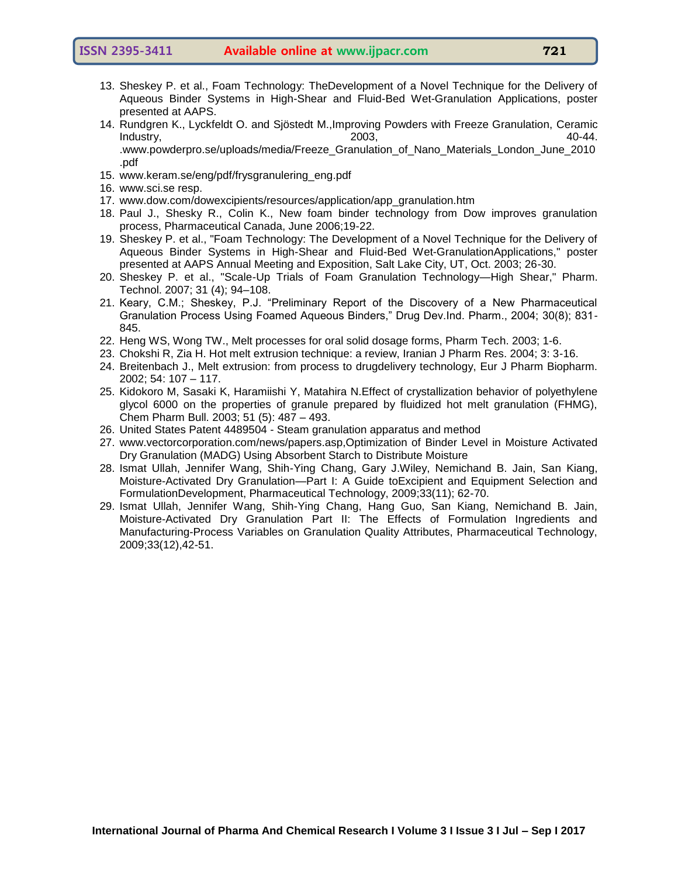13. Sheskey P. et al., Foam Technology: TheDevelopment of a Novel Technique for the Delivery of Aqueous Binder Systems in High-Shear and Fluid-Bed Wet-Granulation Applications, poster presented at AAPS.
14. Rundgren K., Lyckfeldt O. and Sjöstedt M.,Improving Powders with Freeze Granulation, Ceramic Industry, 2003, 40-44. .www.powderpro.se/uploads/media/Freeze_Granulation_of_Nano_Materials_London_June_2010.pdf
15. www.keram.se/eng/pdf/frysgranulering_eng.pdf
16. www.sci.se resp.
17. www.dow.com/dowexcipients/resources/application/app_granulation.htm
18. Paul J., Shesky R., Colin K., New foam binder technology from Dow improves granulation process, Pharmaceutical Canada, June 2006;19-22.
19. Sheskey P. et al., "Foam Technology: The Development of a Novel Technique for the Delivery of Aqueous Binder Systems in High-Shear and Fluid-Bed Wet-GranulationApplications," poster presented at AAPS Annual Meeting and Exposition, Salt Lake City, UT, Oct. 2003; 26-30.
20. Sheskey P. et al., "Scale-Up Trials of Foam Granulation Technology—High Shear," Pharm. Technol. 2007; 31 (4); 94–108.
21. Keary, C.M.; Sheskey, P.J. "Preliminary Report of the Discovery of a New Pharmaceutical Granulation Process Using Foamed Aqueous Binders," Drug Dev.Ind. Pharm., 2004; 30(8); 831-845.
22. Heng WS, Wong TW., Melt processes for oral solid dosage forms, Pharm Tech. 2003; 1-6.
23. Chokshi R, Zia H. Hot melt extrusion technique: a review, Iranian J Pharm Res. 2004; 3: 3-16.
24. Breitenbach J., Melt extrusion: from process to drugdelivery technology, Eur J Pharm Biopharm. 2002; 54: 107 – 117.
25. Kidokoro M, Sasaki K, Haramiishi Y, Matahira N.Effect of crystallization behavior of polyethylene glycol 6000 on the properties of granule prepared by fluidized hot melt granulation (FHMG), Chem Pharm Bull. 2003; 51 (5): 487 – 493.
26. United States Patent 4489504 - Steam granulation apparatus and method
27. www.vectorcorporation.com/news/papers.asp,Optimization of Binder Level in Moisture Activated Dry Granulation (MADG) Using Absorbent Starch to Distribute Moisture
28. Ismat Ullah, Jennifer Wang, Shih-Ying Chang, Gary J.Wiley, Nemichand B. Jain, San Kiang, Moisture-Activated Dry Granulation—Part I: A Guide toExcipient and Equipment Selection and FormulationDevelopment, Pharmaceutical Technology, 2009;33(11); 62-70.
29. Ismat Ullah, Jennifer Wang, Shih-Ying Chang, Hang Guo, San Kiang, Nemichand B. Jain, Moisture-Activated Dry Granulation Part II: The Effects of Formulation Ingredients and Manufacturing-Process Variables on Granulation Quality Attributes, Pharmaceutical Technology, 2009;33(12),42-51.